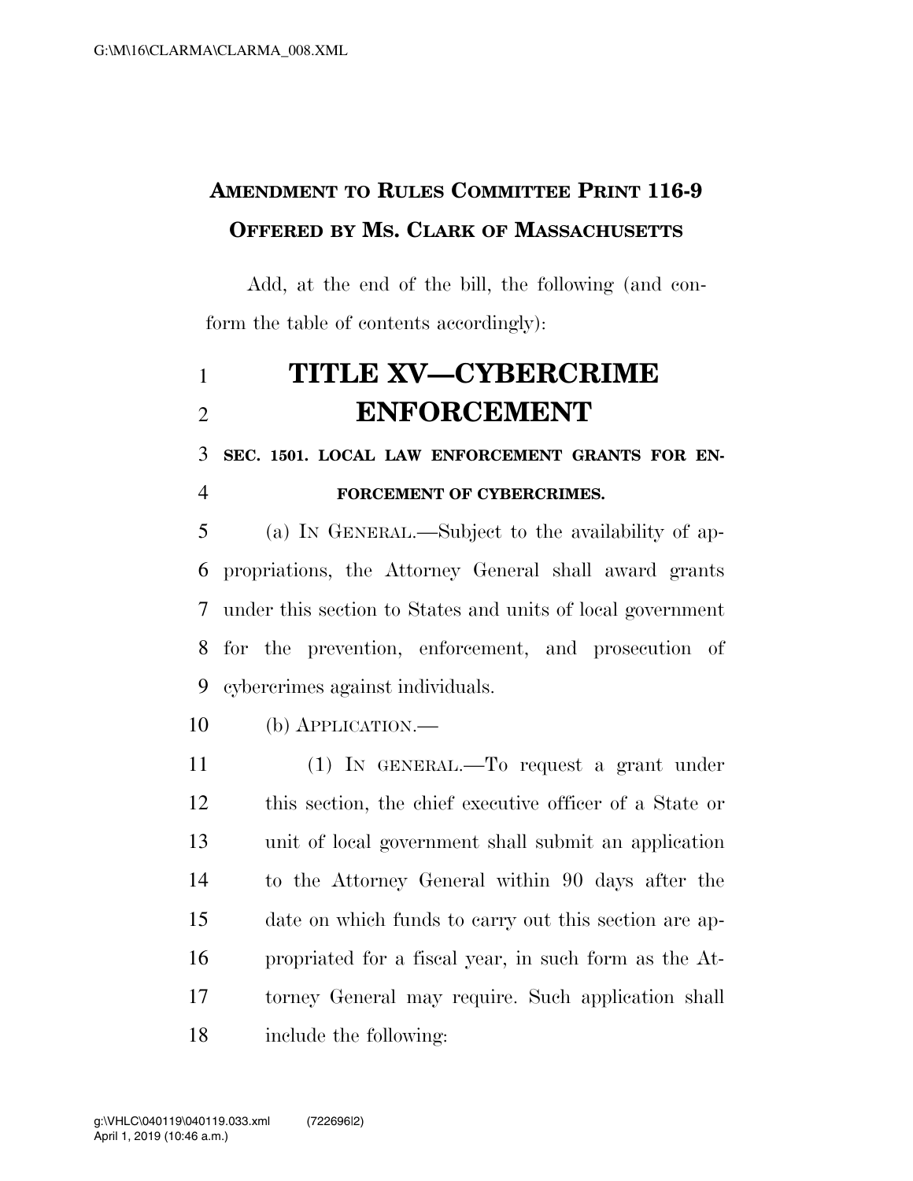**AMENDMENT TO RULES COMMITTEE PRINT 116-9**
**OFFERED BY MS. CLARK OF MASSACHUSETTS**

Add, at the end of the bill, the following (and conform the table of contents accordingly):

# TITLE XV—CYBERCRIME ENFORCEMENT

**SEC. 1501. LOCAL LAW ENFORCEMENT GRANTS FOR ENFORCEMENT OF CYBERCRIMES.**

(a) IN GENERAL.—Subject to the availability of appropriations, the Attorney General shall award grants under this section to States and units of local government for the prevention, enforcement, and prosecution of cybercrimes against individuals.

(b) APPLICATION.—

(1) IN GENERAL.—To request a grant under this section, the chief executive officer of a State or unit of local government shall submit an application to the Attorney General within 90 days after the date on which funds to carry out this section are appropriated for a fiscal year, in such form as the Attorney General may require. Such application shall include the following: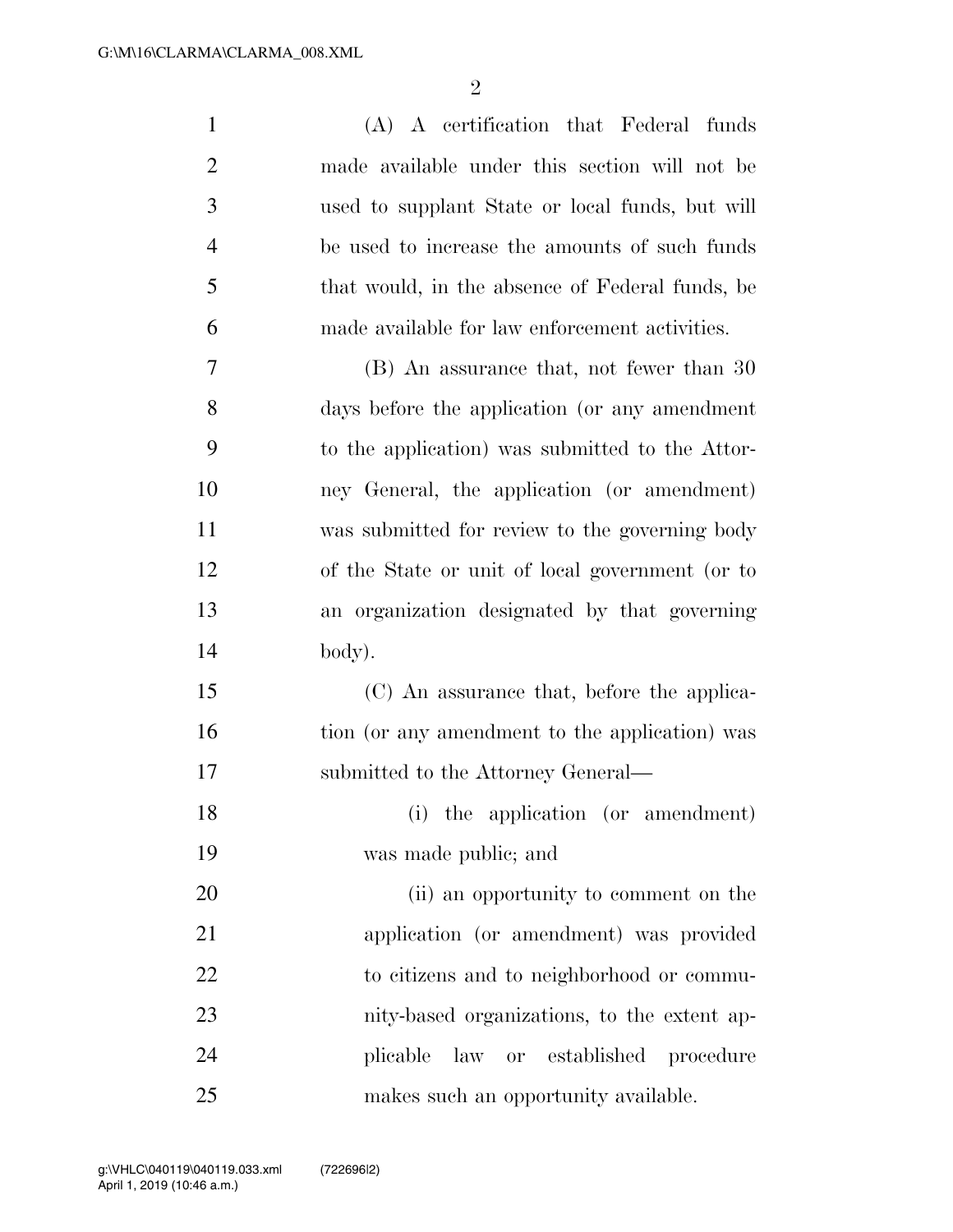(A) A certification that Federal funds made available under this section will not be used to supplant State or local funds, but will be used to increase the amounts of such funds that would, in the absence of Federal funds, be made available for law enforcement activities.

(B) An assurance that, not fewer than 30 days before the application (or any amendment to the application) was submitted to the Attorney General, the application (or amendment) was submitted for review to the governing body of the State or unit of local government (or to an organization designated by that governing body).

(C) An assurance that, before the application (or any amendment to the application) was submitted to the Attorney General—

(i) the application (or amendment) was made public; and

(ii) an opportunity to comment on the application (or amendment) was provided to citizens and to neighborhood or community-based organizations, to the extent applicable law or established procedure makes such an opportunity available.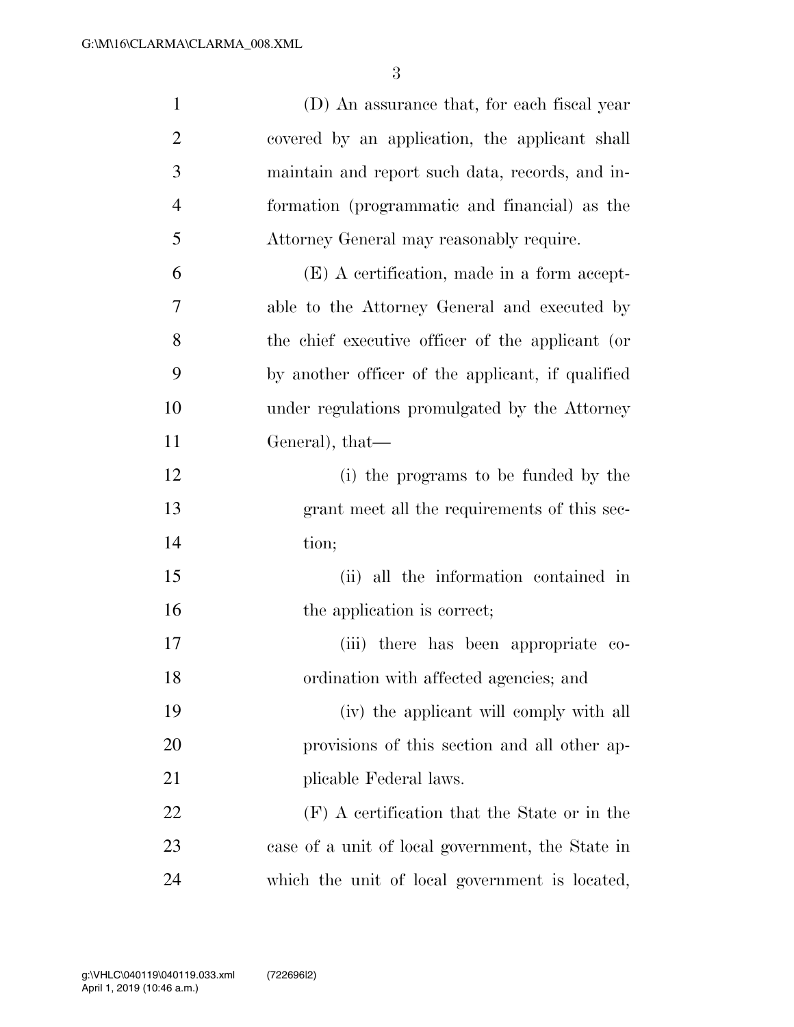(D) An assurance that, for each fiscal year covered by an application, the applicant shall maintain and report such data, records, and information (programmatic and financial) as the Attorney General may reasonably require.

(E) A certification, made in a form acceptable to the Attorney General and executed by the chief executive officer of the applicant (or by another officer of the applicant, if qualified under regulations promulgated by the Attorney General), that—

(i) the programs to be funded by the grant meet all the requirements of this section;

(ii) all the information contained in the application is correct;

(iii) there has been appropriate coordination with affected agencies; and

(iv) the applicant will comply with all provisions of this section and all other applicable Federal laws.

(F) A certification that the State or in the case of a unit of local government, the State in which the unit of local government is located,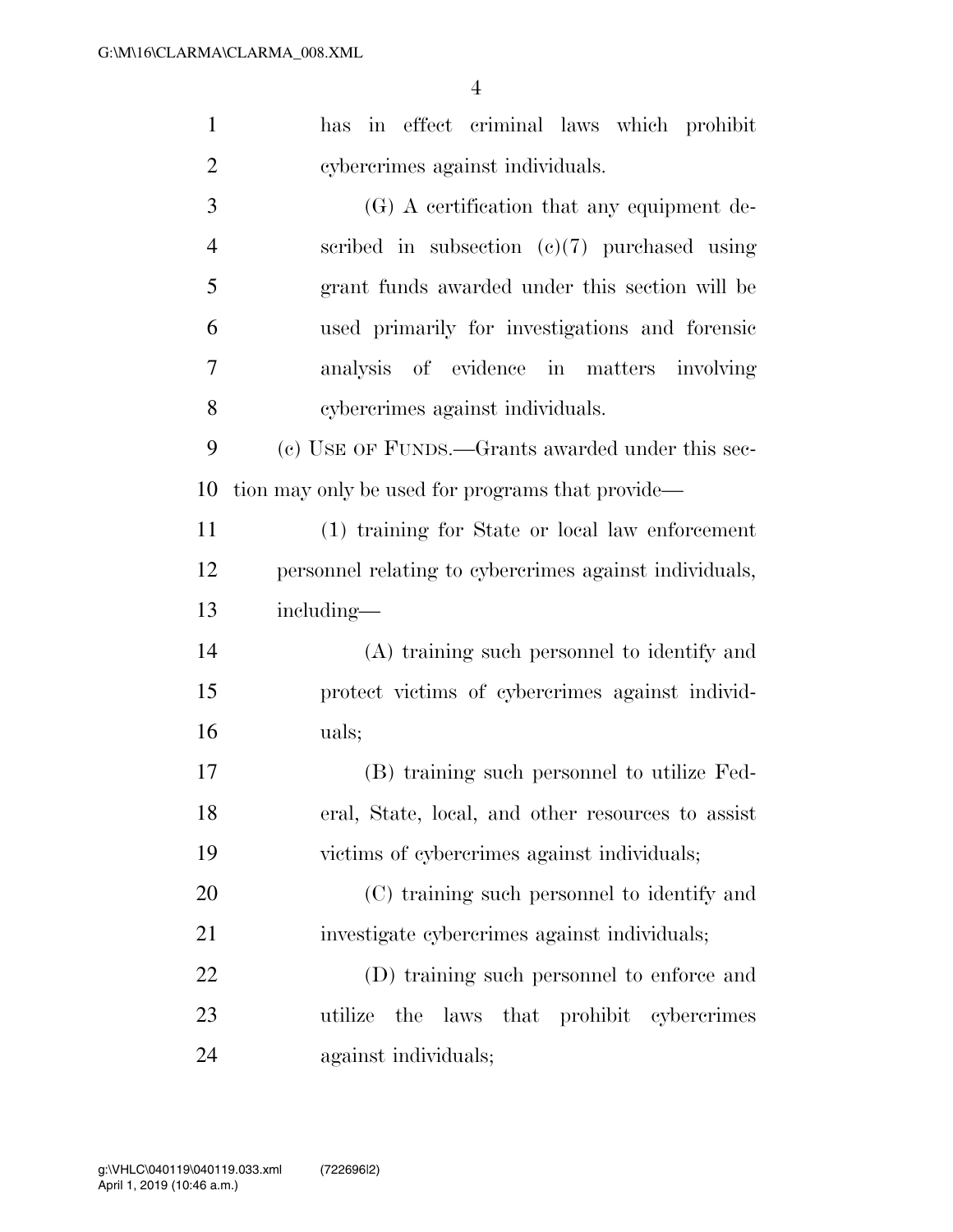has in effect criminal laws which prohibit cybercrimes against individuals.

(G) A certification that any equipment described in subsection (c)(7) purchased using grant funds awarded under this section will be used primarily for investigations and forensic analysis of evidence in matters involving cybercrimes against individuals.

(c) USE OF FUNDS.—Grants awarded under this section may only be used for programs that provide—

(1) training for State or local law enforcement personnel relating to cybercrimes against individuals, including—

(A) training such personnel to identify and protect victims of cybercrimes against individuals;

(B) training such personnel to utilize Federal, State, local, and other resources to assist victims of cybercrimes against individuals;

(C) training such personnel to identify and investigate cybercrimes against individuals;

(D) training such personnel to enforce and utilize the laws that prohibit cybercrimes against individuals;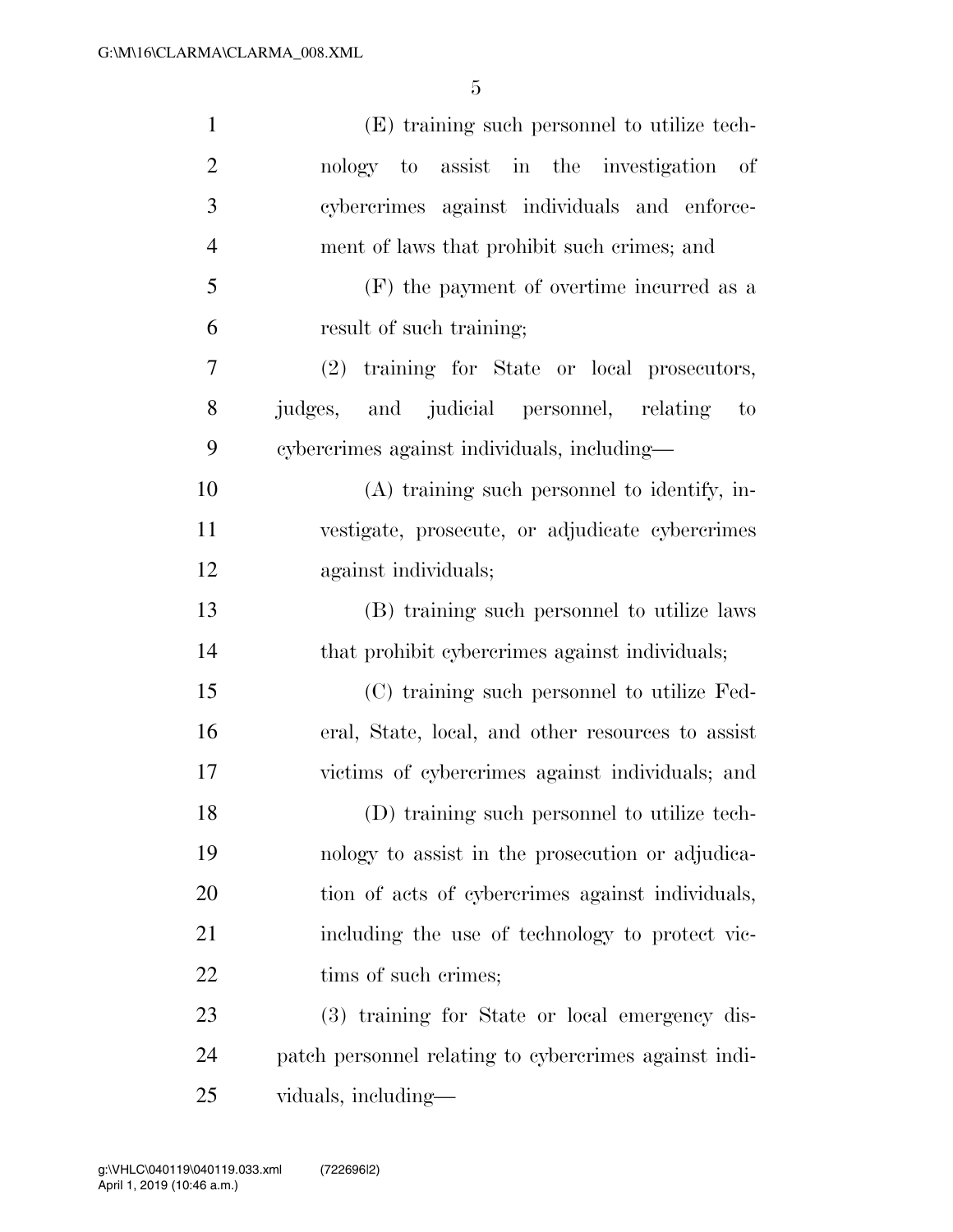(E) training such personnel to utilize technology to assist in the investigation of cybercrimes against individuals and enforcement of laws that prohibit such crimes; and

(F) the payment of overtime incurred as a result of such training;

(2) training for State or local prosecutors, judges, and judicial personnel, relating to cybercrimes against individuals, including—

(A) training such personnel to identify, investigate, prosecute, or adjudicate cybercrimes against individuals;

(B) training such personnel to utilize laws that prohibit cybercrimes against individuals;

(C) training such personnel to utilize Federal, State, local, and other resources to assist victims of cybercrimes against individuals; and

(D) training such personnel to utilize technology to assist in the prosecution or adjudication of acts of cybercrimes against individuals, including the use of technology to protect victims of such crimes;

(3) training for State or local emergency dispatch personnel relating to cybercrimes against individuals, including—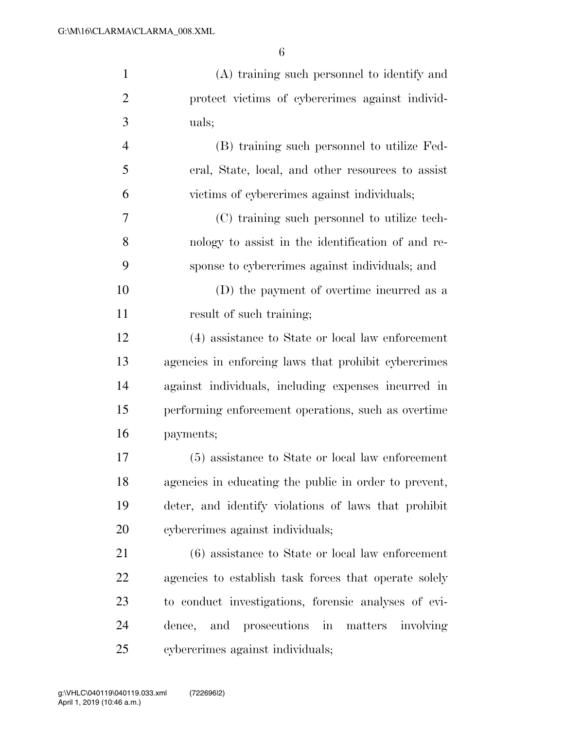(A) training such personnel to identify and protect victims of cybercrimes against individuals;

(B) training such personnel to utilize Federal, State, local, and other resources to assist victims of cybercrimes against individuals;

(C) training such personnel to utilize technology to assist in the identification of and response to cybercrimes against individuals; and

(D) the payment of overtime incurred as a result of such training;

(4) assistance to State or local law enforcement agencies in enforcing laws that prohibit cybercrimes against individuals, including expenses incurred in performing enforcement operations, such as overtime payments;

(5) assistance to State or local law enforcement agencies in educating the public in order to prevent, deter, and identify violations of laws that prohibit cybercrimes against individuals;

(6) assistance to State or local law enforcement agencies to establish task forces that operate solely to conduct investigations, forensic analyses of evidence, and prosecutions in matters involving cybercrimes against individuals;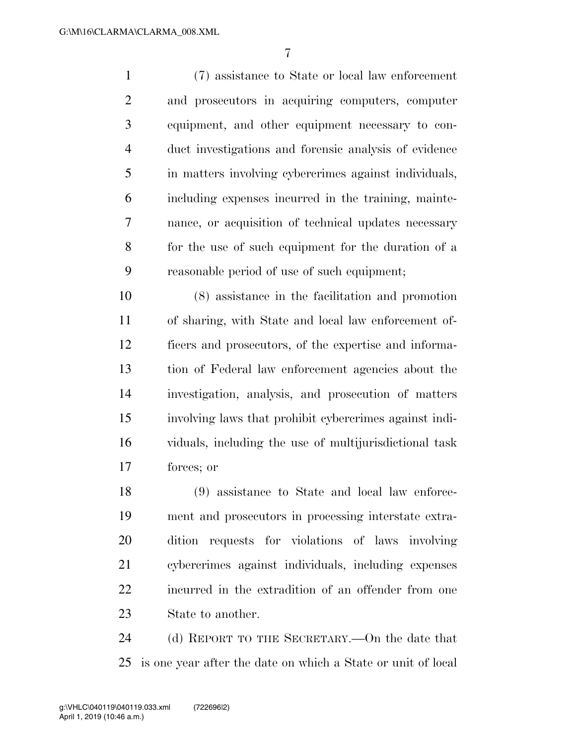(7) assistance to State or local law enforcement and prosecutors in acquiring computers, computer equipment, and other equipment necessary to conduct investigations and forensic analysis of evidence in matters involving cybercrimes against individuals, including expenses incurred in the training, maintenance, or acquisition of technical updates necessary for the use of such equipment for the duration of a reasonable period of use of such equipment;

(8) assistance in the facilitation and promotion of sharing, with State and local law enforcement officers and prosecutors, of the expertise and information of Federal law enforcement agencies about the investigation, analysis, and prosecution of matters involving laws that prohibit cybercrimes against individuals, including the use of multijurisdictional task forces; or

(9) assistance to State and local law enforcement and prosecutors in processing interstate extradition requests for violations of laws involving cybercrimes against individuals, including expenses incurred in the extradition of an offender from one State to another.

(d) REPORT TO THE SECRETARY.—On the date that is one year after the date on which a State or unit of local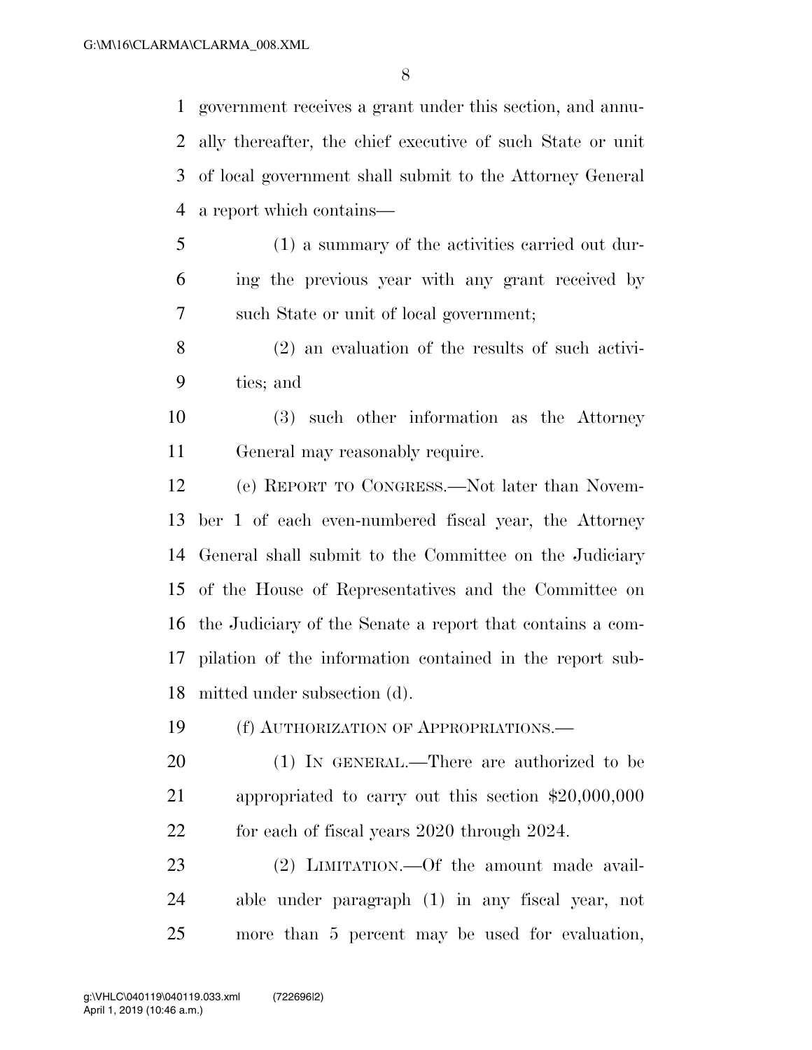government receives a grant under this section, and annually thereafter, the chief executive of such State or unit of local government shall submit to the Attorney General a report which contains—

(1) a summary of the activities carried out during the previous year with any grant received by such State or unit of local government;

(2) an evaluation of the results of such activities; and

(3) such other information as the Attorney General may reasonably require.

(e) REPORT TO CONGRESS.—Not later than November 1 of each even-numbered fiscal year, the Attorney General shall submit to the Committee on the Judiciary of the House of Representatives and the Committee on the Judiciary of the Senate a report that contains a compilation of the information contained in the report submitted under subsection (d).

(f) AUTHORIZATION OF APPROPRIATIONS.—

(1) IN GENERAL.—There are authorized to be appropriated to carry out this section $20,000,000 for each of fiscal years 2020 through 2024.

(2) LIMITATION.—Of the amount made available under paragraph (1) in any fiscal year, not more than 5 percent may be used for evaluation,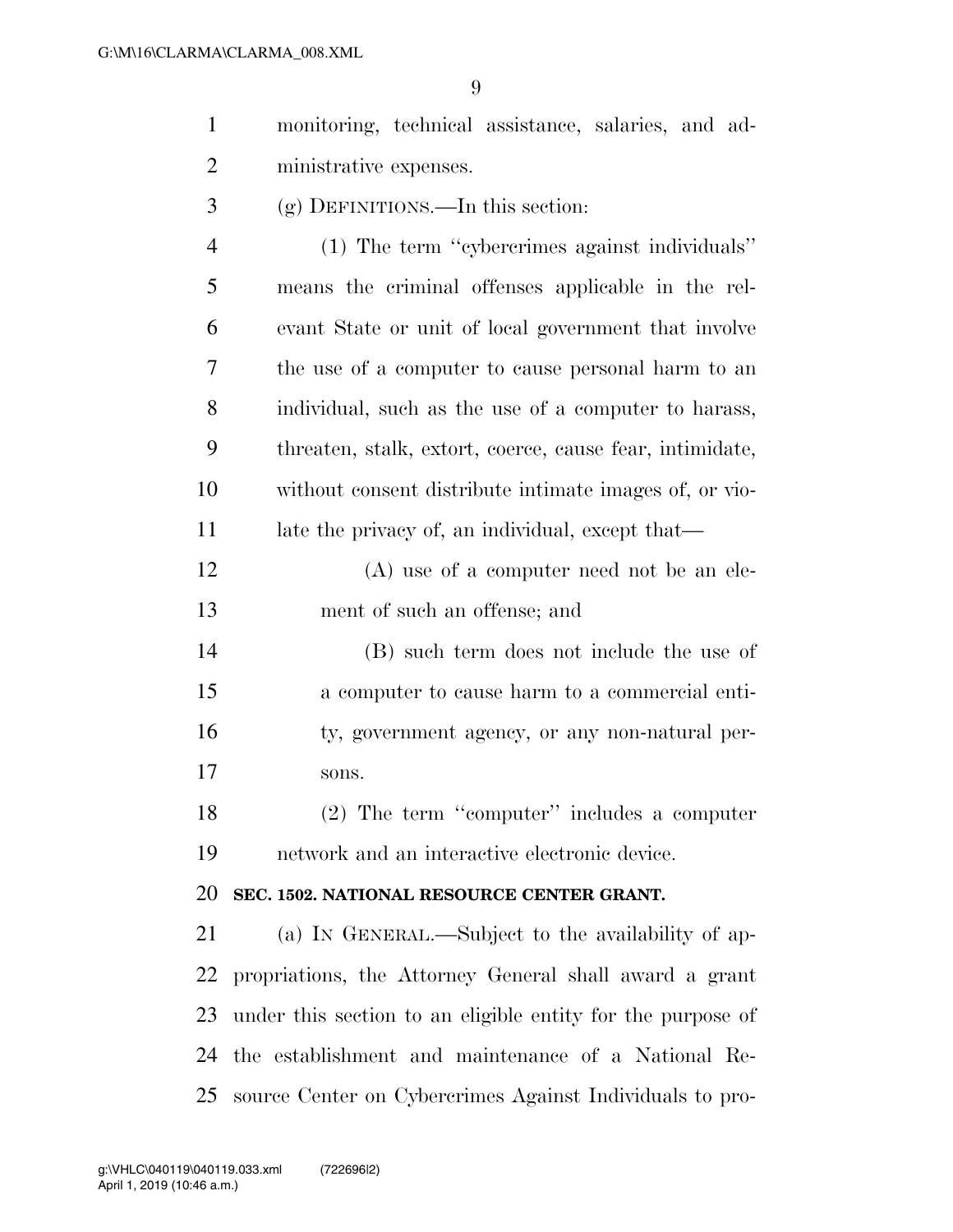monitoring, technical assistance, salaries, and administrative expenses.

(g) DEFINITIONS.—In this section:

(1) The term "cybercrimes against individuals" means the criminal offenses applicable in the relevant State or unit of local government that involve the use of a computer to cause personal harm to an individual, such as the use of a computer to harass, threaten, stalk, extort, coerce, cause fear, intimidate, without consent distribute intimate images of, or violate the privacy of, an individual, except that—

(A) use of a computer need not be an element of such an offense; and

(B) such term does not include the use of a computer to cause harm to a commercial entity, government agency, or any non-natural persons.

(2) The term "computer" includes a computer network and an interactive electronic device.

**SEC. 1502. NATIONAL RESOURCE CENTER GRANT.**

(a) IN GENERAL.—Subject to the availability of appropriations, the Attorney General shall award a grant under this section to an eligible entity for the purpose of the establishment and maintenance of a National Resource Center on Cybercrimes Against Individuals to pro-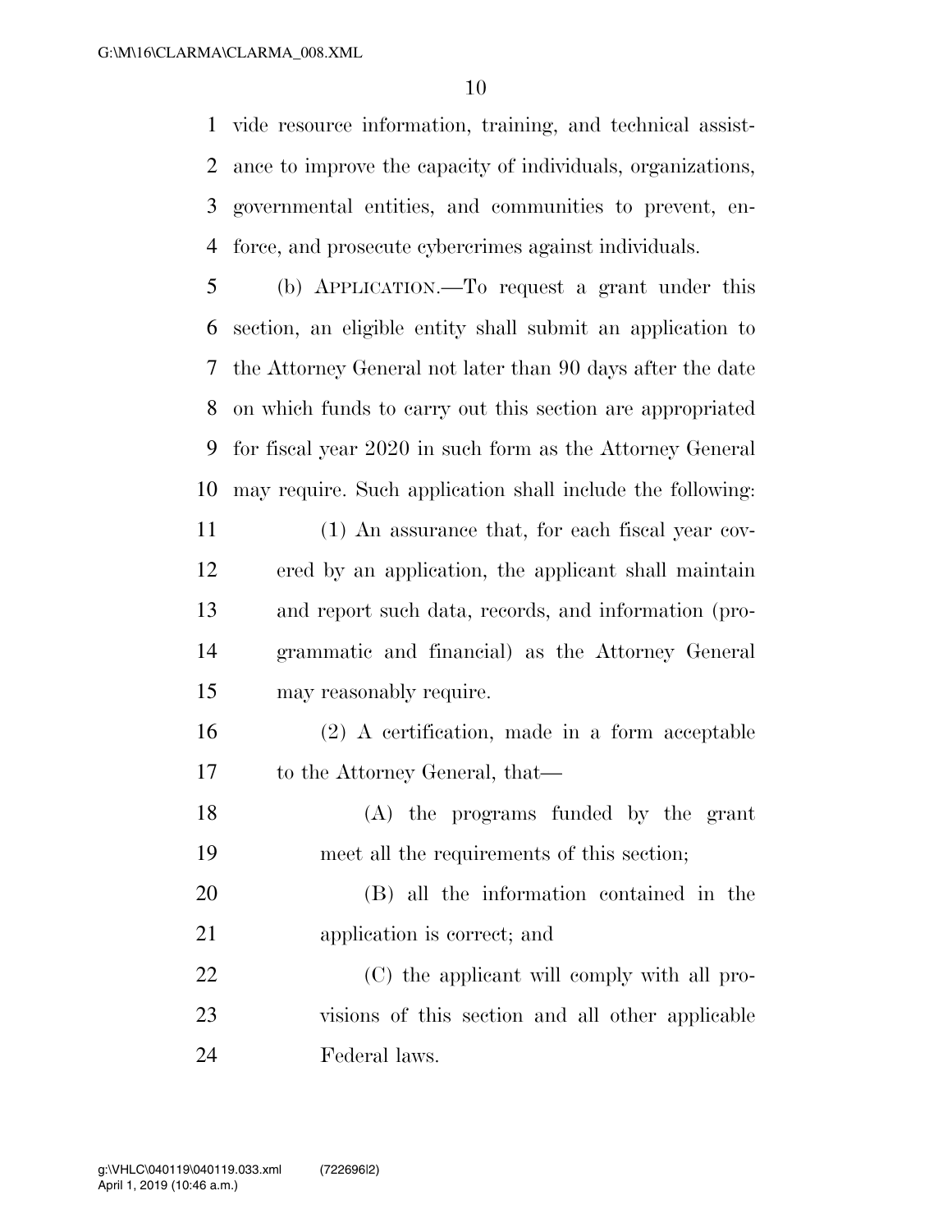vide resource information, training, and technical assistance to improve the capacity of individuals, organizations, governmental entities, and communities to prevent, enforce, and prosecute cybercrimes against individuals.

(b) APPLICATION.—To request a grant under this section, an eligible entity shall submit an application to the Attorney General not later than 90 days after the date on which funds to carry out this section are appropriated for fiscal year 2020 in such form as the Attorney General may require. Such application shall include the following:

(1) An assurance that, for each fiscal year covered by an application, the applicant shall maintain and report such data, records, and information (programmatic and financial) as the Attorney General may reasonably require.

(2) A certification, made in a form acceptable to the Attorney General, that—

(A) the programs funded by the grant meet all the requirements of this section;

(B) all the information contained in the application is correct; and

(C) the applicant will comply with all provisions of this section and all other applicable Federal laws.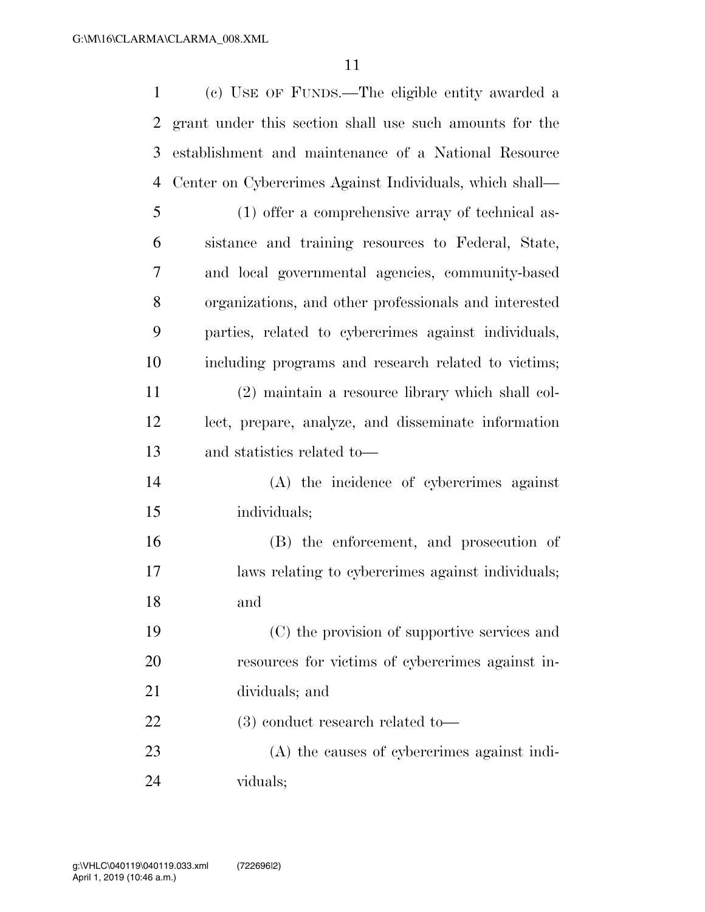(c) USE OF FUNDS.—The eligible entity awarded a grant under this section shall use such amounts for the establishment and maintenance of a National Resource Center on Cybercrimes Against Individuals, which shall—

(1) offer a comprehensive array of technical assistance and training resources to Federal, State, and local governmental agencies, community-based organizations, and other professionals and interested parties, related to cybercrimes against individuals, including programs and research related to victims;

(2) maintain a resource library which shall collect, prepare, analyze, and disseminate information and statistics related to—

(A) the incidence of cybercrimes against individuals;

(B) the enforcement, and prosecution of laws relating to cybercrimes against individuals; and

(C) the provision of supportive services and resources for victims of cybercrimes against individuals; and

(3) conduct research related to—

(A) the causes of cybercrimes against individuals;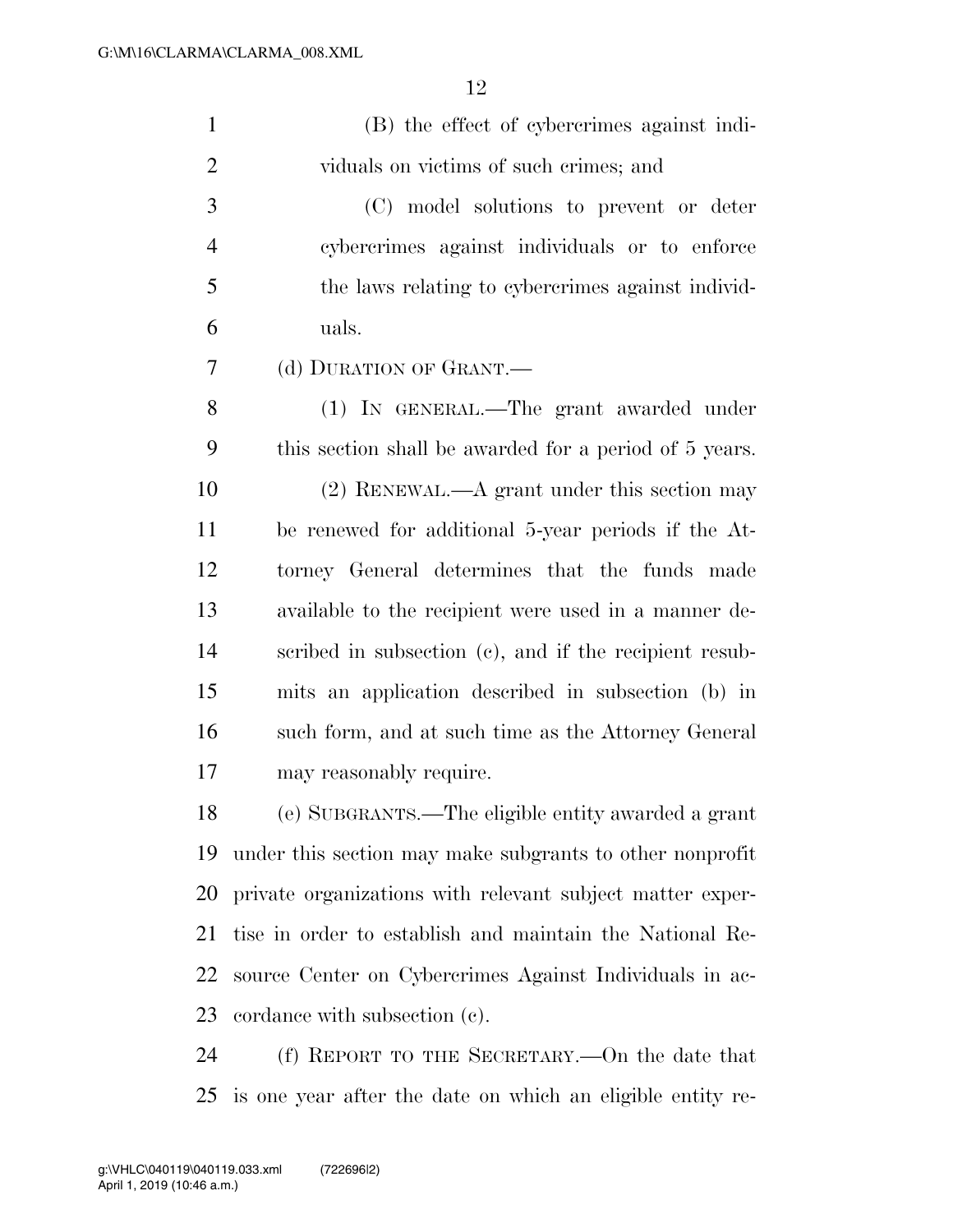(B) the effect of cybercrimes against individuals on victims of such crimes; and

(C) model solutions to prevent or deter cybercrimes against individuals or to enforce the laws relating to cybercrimes against individuals.

(d) DURATION OF GRANT.—

(1) IN GENERAL.—The grant awarded under this section shall be awarded for a period of 5 years.

(2) RENEWAL.—A grant under this section may be renewed for additional 5-year periods if the Attorney General determines that the funds made available to the recipient were used in a manner described in subsection (c), and if the recipient resubmits an application described in subsection (b) in such form, and at such time as the Attorney General may reasonably require.

(e) SUBGRANTS.—The eligible entity awarded a grant under this section may make subgrants to other nonprofit private organizations with relevant subject matter expertise in order to establish and maintain the National Resource Center on Cybercrimes Against Individuals in accordance with subsection (c).

(f) REPORT TO THE SECRETARY.—On the date that is one year after the date on which an eligible entity re-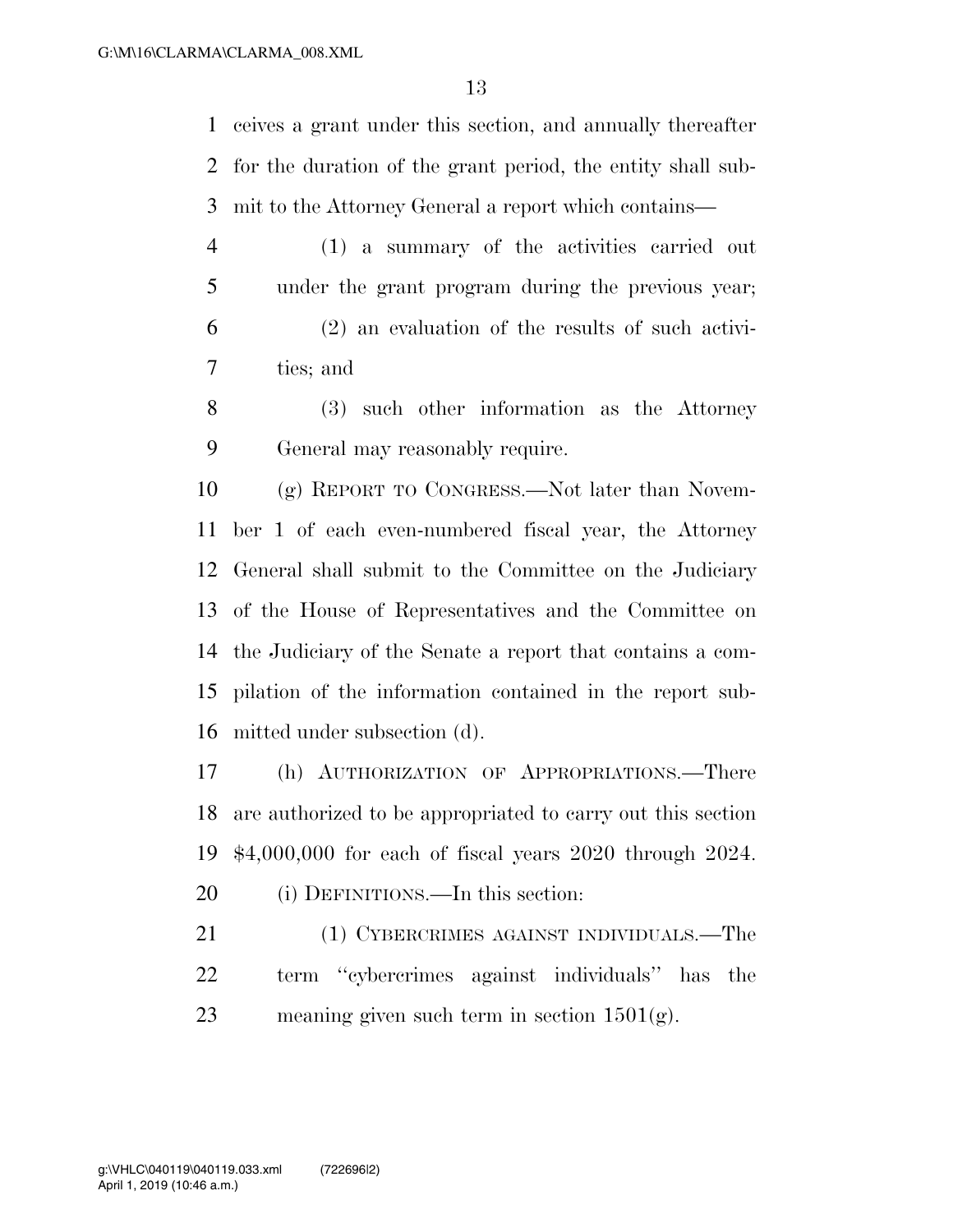ceives a grant under this section, and annually thereafter for the duration of the grant period, the entity shall submit to the Attorney General a report which contains—

(1) a summary of the activities carried out under the grant program during the previous year;

(2) an evaluation of the results of such activities; and

(3) such other information as the Attorney General may reasonably require.

(g) REPORT TO CONGRESS.—Not later than November 1 of each even-numbered fiscal year, the Attorney General shall submit to the Committee on the Judiciary of the House of Representatives and the Committee on the Judiciary of the Senate a report that contains a compilation of the information contained in the report submitted under subsection (d).

(h) AUTHORIZATION OF APPROPRIATIONS.—There are authorized to be appropriated to carry out this section $4,000,000 for each of fiscal years 2020 through 2024.

(i) DEFINITIONS.—In this section:

(1) CYBERCRIMES AGAINST INDIVIDUALS.—The term ''cybercrimes against individuals'' has the meaning given such term in section 1501(g).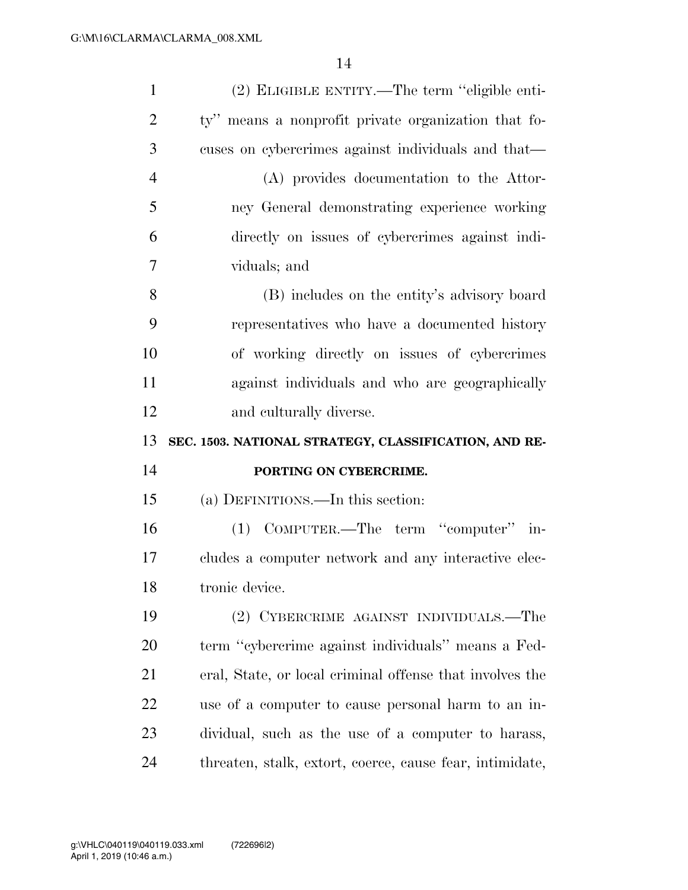(2) ELIGIBLE ENTITY.—The term ''eligible entity'' means a nonprofit private organization that focuses on cybercrimes against individuals and that—

(A) provides documentation to the Attorney General demonstrating experience working directly on issues of cybercrimes against individuals; and

(B) includes on the entity's advisory board representatives who have a documented history of working directly on issues of cybercrimes against individuals and who are geographically and culturally diverse.

**SEC. 1503. NATIONAL STRATEGY, CLASSIFICATION, AND REPORTING ON CYBERCRIME.**

(a) DEFINITIONS.—In this section:

(1) COMPUTER.—The term ''computer'' includes a computer network and any interactive electronic device.

(2) CYBERCRIME AGAINST INDIVIDUALS.—The term ''cybercrime against individuals'' means a Federal, State, or local criminal offense that involves the use of a computer to cause personal harm to an individual, such as the use of a computer to harass, threaten, stalk, extort, coerce, cause fear, intimidate,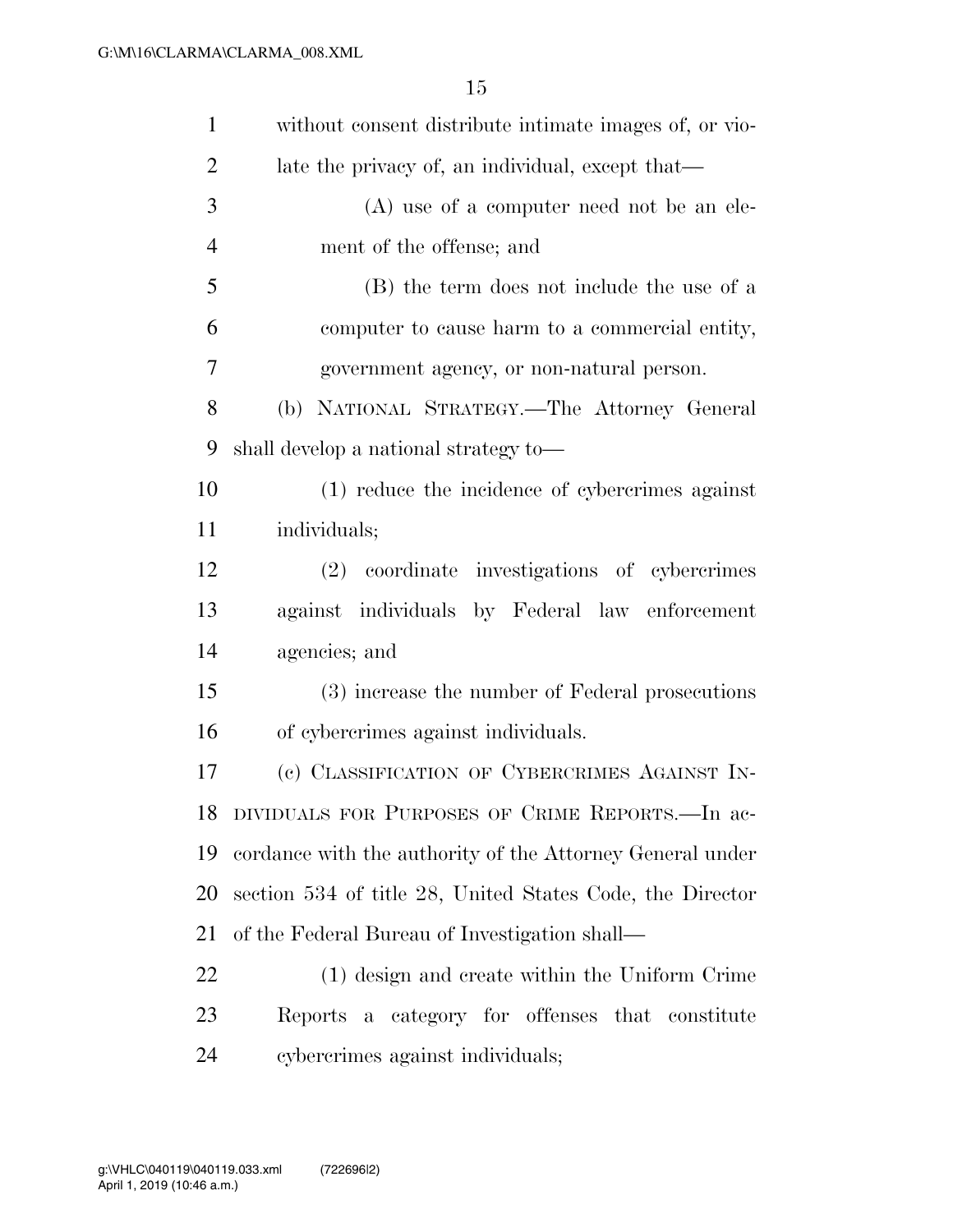without consent distribute intimate images of, or violate the privacy of, an individual, except that—

(A) use of a computer need not be an element of the offense; and

(B) the term does not include the use of a computer to cause harm to a commercial entity, government agency, or non-natural person.

(b) NATIONAL STRATEGY.—The Attorney General shall develop a national strategy to—

(1) reduce the incidence of cybercrimes against individuals;

(2) coordinate investigations of cybercrimes against individuals by Federal law enforcement agencies; and

(3) increase the number of Federal prosecutions of cybercrimes against individuals.

(c) CLASSIFICATION OF CYBERCRIMES AGAINST INDIVIDUALS FOR PURPOSES OF CRIME REPORTS.—In accordance with the authority of the Attorney General under section 534 of title 28, United States Code, the Director of the Federal Bureau of Investigation shall—

(1) design and create within the Uniform Crime Reports a category for offenses that constitute cybercrimes against individuals;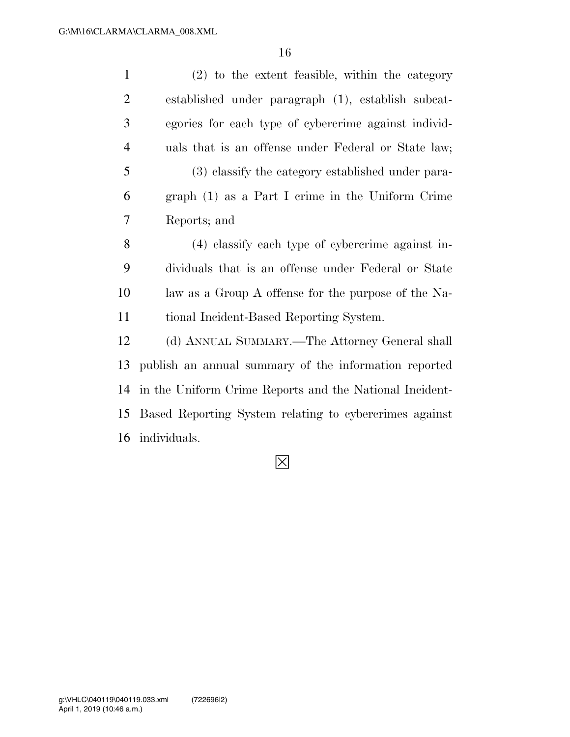(2) to the extent feasible, within the category established under paragraph (1), establish subcategories for each type of cybercrime against individuals that is an offense under Federal or State law;

(3) classify the category established under paragraph (1) as a Part I crime in the Uniform Crime Reports; and

(4) classify each type of cybercrime against individuals that is an offense under Federal or State law as a Group A offense for the purpose of the National Incident-Based Reporting System.

(d) ANNUAL SUMMARY.—The Attorney General shall publish an annual summary of the information reported in the Uniform Crime Reports and the National Incident-Based Reporting System relating to cybercrimes against individuals.